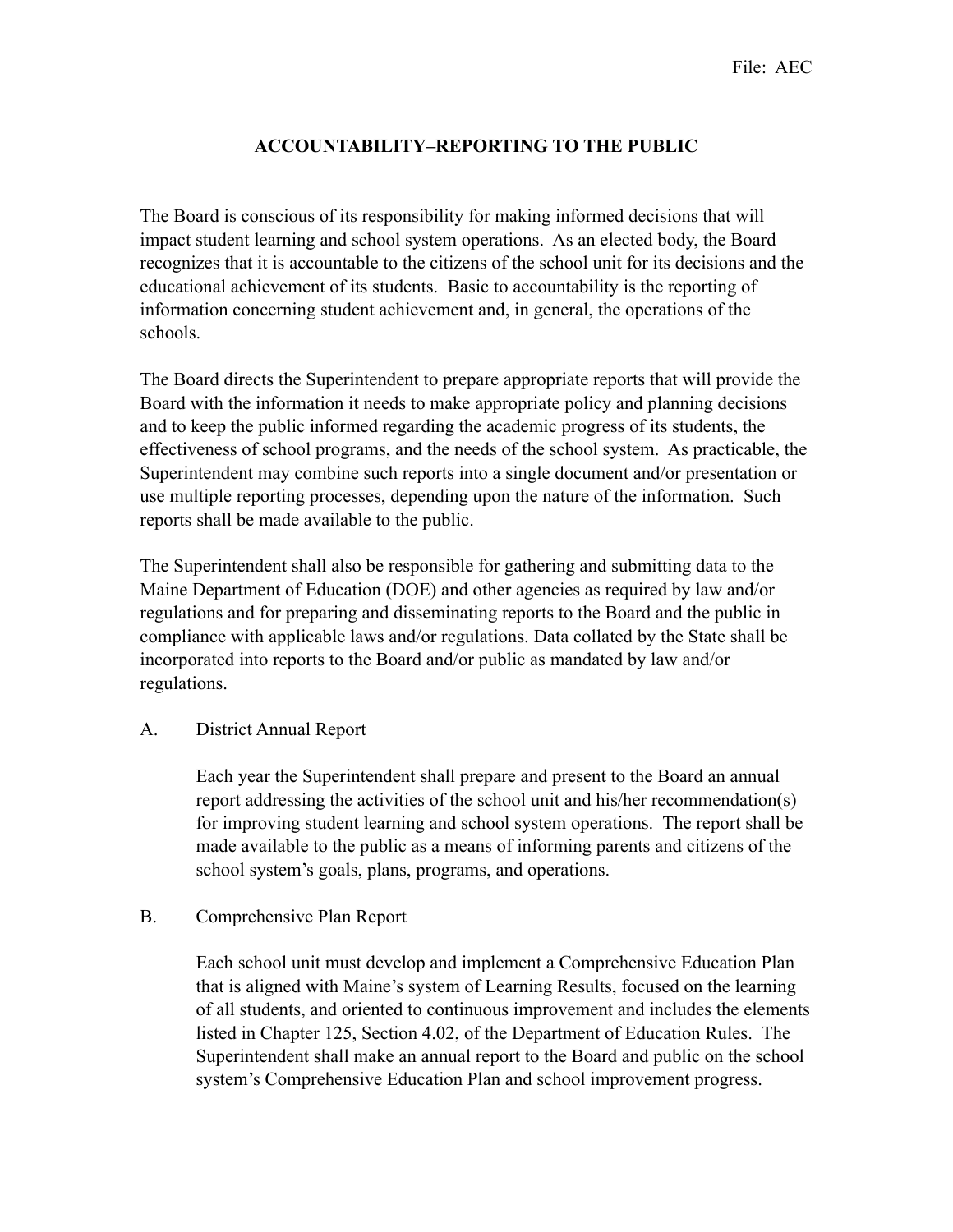File: AEC

# ACCOUNTABILITY–REPORTING TO THE PUBLIC

The Board is conscious of its responsibility for making informed decisions that will impact student learning and school system operations. As an elected body, the Board recognizes that it is accountable to the citizens of the school unit for its decisions and the educational achievement of its students. Basic to accountability is the reporting of information concerning student achievement and, in general, the operations of the schools.

The Board directs the Superintendent to prepare appropriate reports that will provide the Board with the information it needs to make appropriate policy and planning decisions and to keep the public informed regarding the academic progress of its students, the effectiveness of school programs, and the needs of the school system. As practicable, the Superintendent may combine such reports into a single document and/or presentation or use multiple reporting processes, depending upon the nature of the information. Such reports shall be made available to the public.

The Superintendent shall also be responsible for gathering and submitting data to the Maine Department of Education (DOE) and other agencies as required by law and/or regulations and for preparing and disseminating reports to the Board and the public in compliance with applicable laws and/or regulations. Data collated by the State shall be incorporated into reports to the Board and/or public as mandated by law and/or regulations.

A. District Annual Report

   Each year the Superintendent shall prepare and present to the Board an annual report addressing the activities of the school unit and his/her recommendation(s) for improving student learning and school system operations. The report shall be made available to the public as a means of informing parents and citizens of the school system's goals, plans, programs, and operations.

B. Comprehensive Plan Report

   Each school unit must develop and implement a Comprehensive Education Plan that is aligned with Maine's system of Learning Results, focused on the learning of all students, and oriented to continuous improvement and includes the elements listed in Chapter 125, Section 4.02, of the Department of Education Rules. The Superintendent shall make an annual report to the Board and public on the school system's Comprehensive Education Plan and school improvement progress.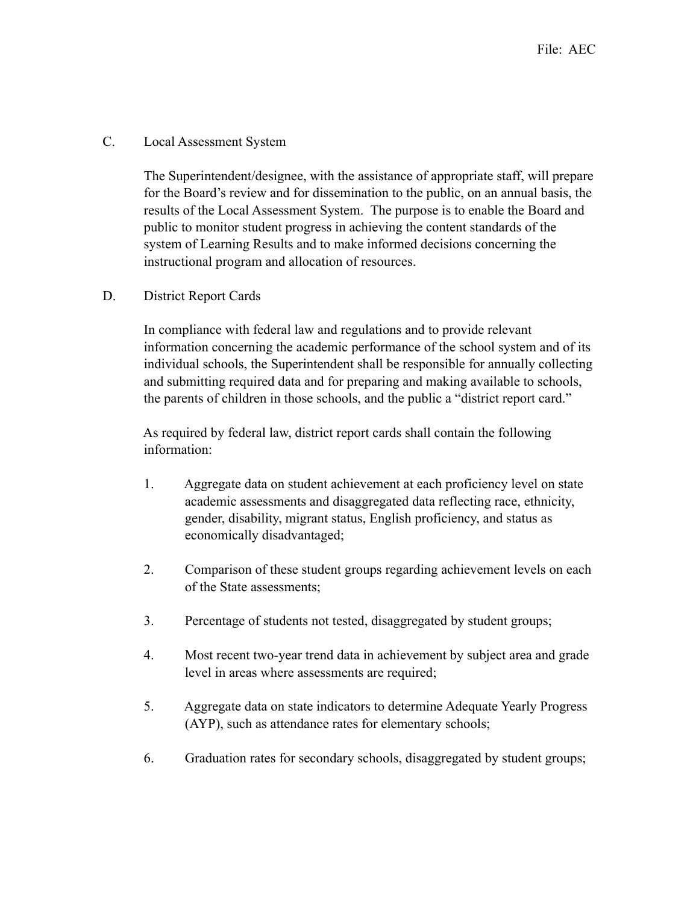C. Local Assessment System

The Superintendent/designee, with the assistance of appropriate staff, will prepare for the Board's review and for dissemination to the public, on an annual basis, the results of the Local Assessment System. The purpose is to enable the Board and public to monitor student progress in achieving the content standards of the system of Learning Results and to make informed decisions concerning the instructional program and allocation of resources.

D. District Report Cards

In compliance with federal law and regulations and to provide relevant information concerning the academic performance of the school system and of its individual schools, the Superintendent shall be responsible for annually collecting and submitting required data and for preparing and making available to schools, the parents of children in those schools, and the public a "district report card."

As required by federal law, district report cards shall contain the following information:

1. Aggregate data on student achievement at each proficiency level on state academic assessments and disaggregated data reflecting race, ethnicity, gender, disability, migrant status, English proficiency, and status as economically disadvantaged;

2. Comparison of these student groups regarding achievement levels on each of the State assessments;

3. Percentage of students not tested, disaggregated by student groups;

4. Most recent two-year trend data in achievement by subject area and grade level in areas where assessments are required;

5. Aggregate data on state indicators to determine Adequate Yearly Progress (AYP), such as attendance rates for elementary schools;

6. Graduation rates for secondary schools, disaggregated by student groups;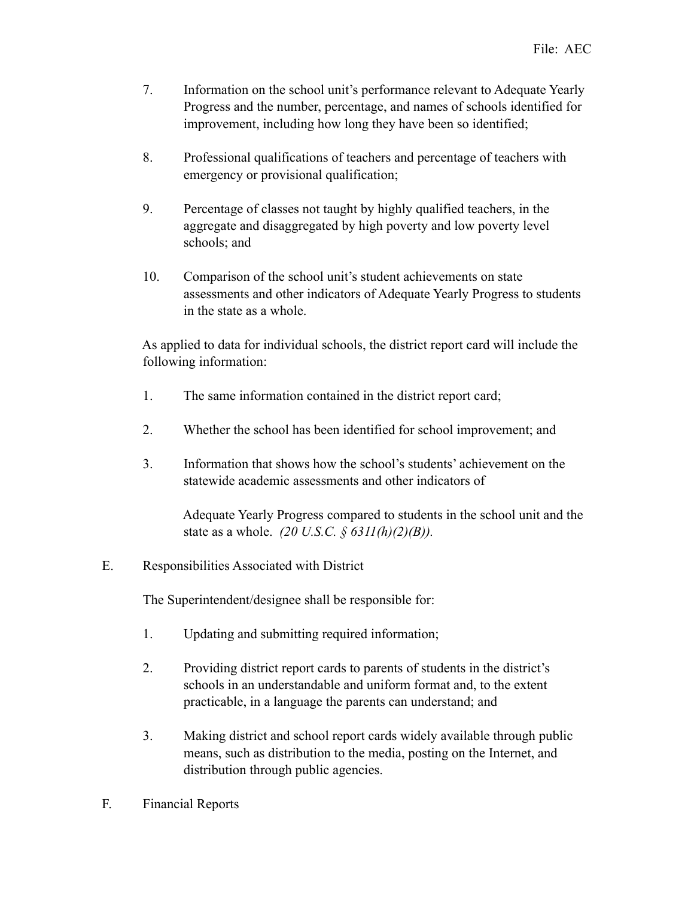7. Information on the school unit's performance relevant to Adequate Yearly Progress and the number, percentage, and names of schools identified for improvement, including how long they have been so identified;

8. Professional qualifications of teachers and percentage of teachers with emergency or provisional qualification;

9. Percentage of classes not taught by highly qualified teachers, in the aggregate and disaggregated by high poverty and low poverty level schools; and

10. Comparison of the school unit's student achievements on state assessments and other indicators of Adequate Yearly Progress to students in the state as a whole.

As applied to data for individual schools, the district report card will include the following information:

1. The same information contained in the district report card;

2. Whether the school has been identified for school improvement; and

3. Information that shows how the school's students' achievement on the statewide academic assessments and other indicators of

   Adequate Yearly Progress compared to students in the school unit and the state as a whole. *(20 U.S.C. § 6311(h)(2)(B)).*

E. Responsibilities Associated with District

The Superintendent/designee shall be responsible for:

1. Updating and submitting required information;

2. Providing district report cards to parents of students in the district's schools in an understandable and uniform format and, to the extent practicable, in a language the parents can understand; and

3. Making district and school report cards widely available through public means, such as distribution to the media, posting on the Internet, and distribution through public agencies.

F. Financial Reports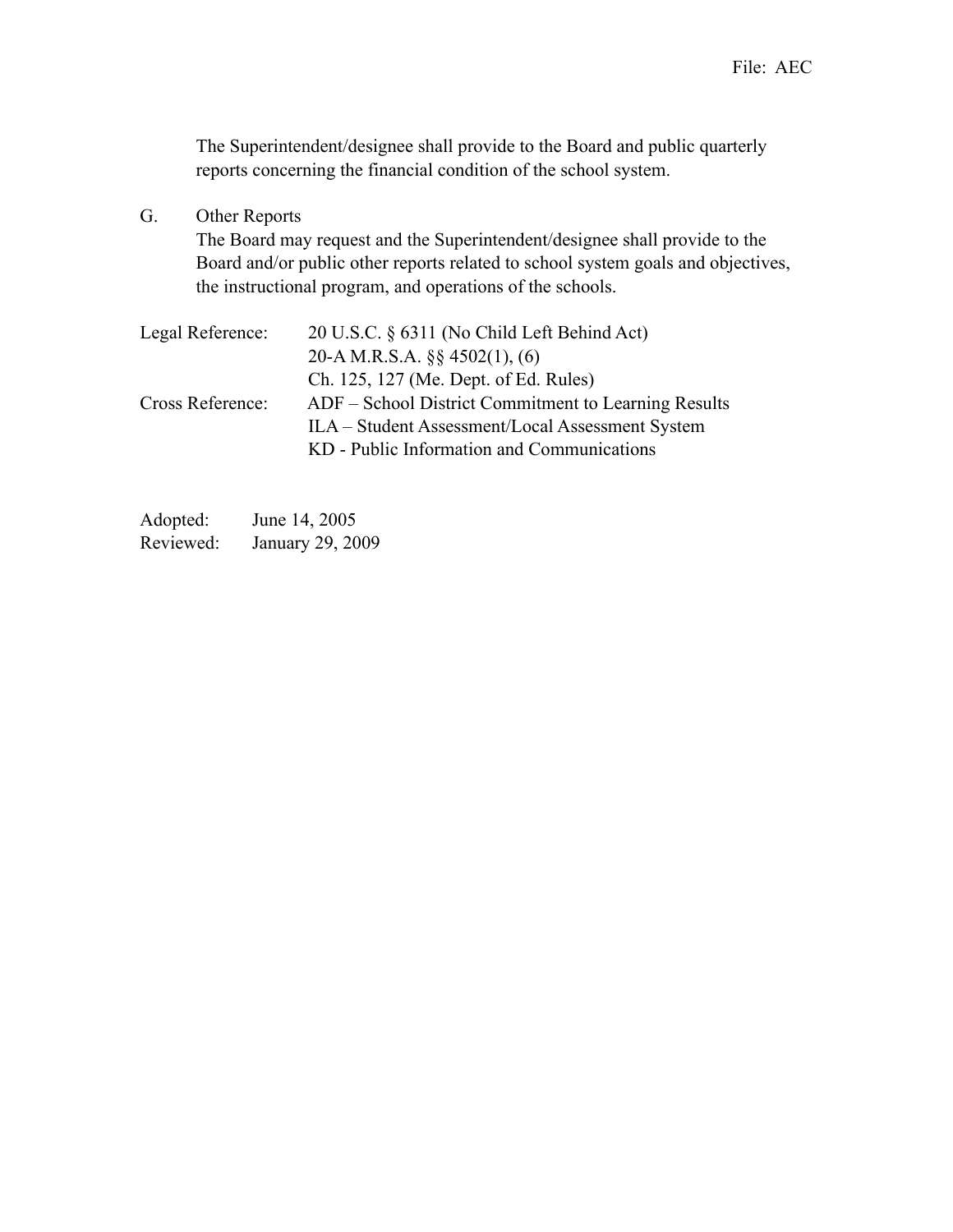The Superintendent/designee shall provide to the Board and public quarterly reports concerning the financial condition of the school system.

G. Other Reports

The Board may request and the Superintendent/designee shall provide to the Board and/or public other reports related to school system goals and objectives, the instructional program, and operations of the schools.

Legal Reference: 20 U.S.C. § 6311 (No Child Left Behind Act)
20-A M.R.S.A. §§ 4502(1), (6)
Ch. 125, 127 (Me. Dept. of Ed. Rules)

Cross Reference: ADF – School District Commitment to Learning Results
ILA – Student Assessment/Local Assessment System
KD - Public Information and Communications

Adopted: June 14, 2005
Reviewed: January 29, 2009